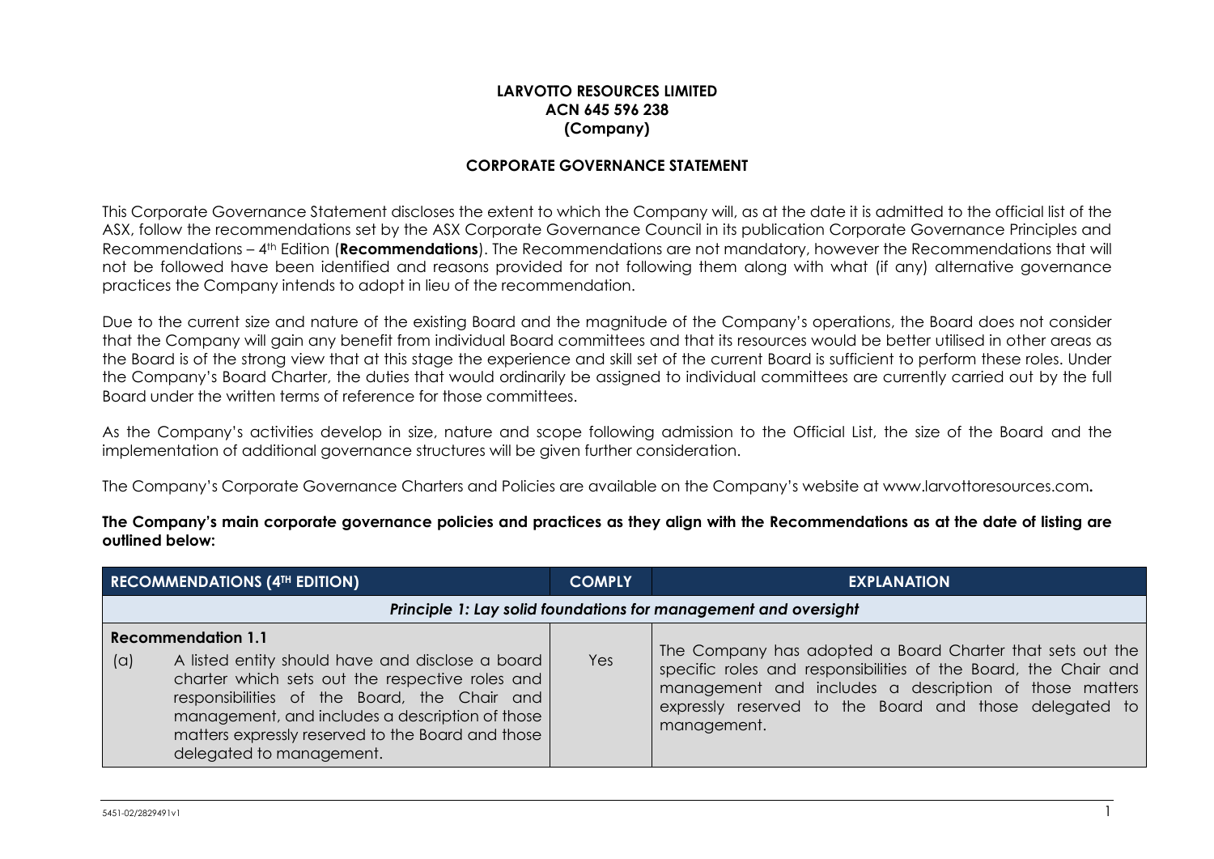**LARVOTTO RESOURCES LIMITED**
**ACN 645 596 238**
**(Company)**

**CORPORATE GOVERNANCE STATEMENT**

This Corporate Governance Statement discloses the extent to which the Company will, as at the date it is admitted to the official list of the ASX, follow the recommendations set by the ASX Corporate Governance Council in its publication Corporate Governance Principles and Recommendations – 4th Edition (**Recommendations**). The Recommendations are not mandatory, however the Recommendations that will not be followed have been identified and reasons provided for not following them along with what (if any) alternative governance practices the Company intends to adopt in lieu of the recommendation.

Due to the current size and nature of the existing Board and the magnitude of the Company's operations, the Board does not consider that the Company will gain any benefit from individual Board committees and that its resources would be better utilised in other areas as the Board is of the strong view that at this stage the experience and skill set of the current Board is sufficient to perform these roles. Under the Company's Board Charter, the duties that would ordinarily be assigned to individual committees are currently carried out by the full Board under the written terms of reference for those committees.

As the Company's activities develop in size, nature and scope following admission to the Official List, the size of the Board and the implementation of additional governance structures will be given further consideration.

The Company's Corporate Governance Charters and Policies are available on the Company's website at www.larvottoresources.com**.**

**The Company's main corporate governance policies and practices as they align with the Recommendations as at the date of listing are outlined below:**

| RECOMMENDATIONS (4TH EDITION) | COMPLY | EXPLANATION |
|---|---|---|
| ***Principle 1: Lay solid foundations for management and oversight*** | | |
| **Recommendation 1.1**<br>(a) A listed entity should have and disclose a board charter which sets out the respective roles and responsibilities of the Board, the Chair and management, and includes a description of those matters expressly reserved to the Board and those delegated to management. | Yes | The Company has adopted a Board Charter that sets out the specific roles and responsibilities of the Board, the Chair and management and includes a description of those matters expressly reserved to the Board and those delegated to management. |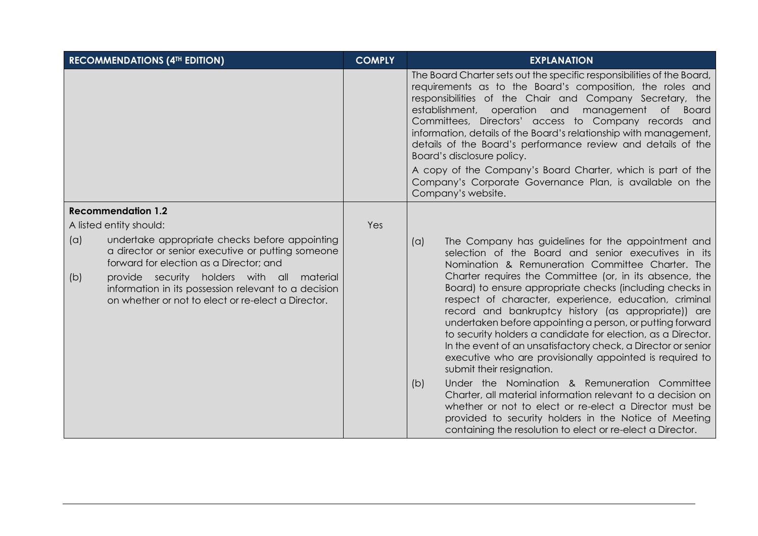| RECOMMENDATIONS (4TH EDITION) | COMPLY | EXPLANATION |
| --- | --- | --- |
| | | The Board Charter sets out the specific responsibilities of the Board, requirements as to the Board's composition, the roles and responsibilities of the Chair and Company Secretary, the establishment, operation and management of Board Committees, Directors' access to Company records and information, details of the Board's relationship with management, details of the Board's performance review and details of the Board's disclosure policy.<br><br>A copy of the Company's Board Charter, which is part of the Company's Corporate Governance Plan, is available on the Company's website. |
| **Recommendation 1.2**<br><br>A listed entity should:<br><br>(a) undertake appropriate checks before appointing a director or senior executive or putting someone forward for election as a Director; and<br><br>(b) provide security holders with all material information in its possession relevant to a decision on whether or not to elect or re-elect a Director. | Yes | (a) The Company has guidelines for the appointment and selection of the Board and senior executives in its Nomination & Remuneration Committee Charter. The Charter requires the Committee (or, in its absence, the Board) to ensure appropriate checks (including checks in respect of character, experience, education, criminal record and bankruptcy history (as appropriate)) are undertaken before appointing a person, or putting forward to security holders a candidate for election, as a Director. In the event of an unsatisfactory check, a Director or senior executive who are provisionally appointed is required to submit their resignation.<br><br>(b) Under the Nomination & Remuneration Committee Charter, all material information relevant to a decision on whether or not to elect or re-elect a Director must be provided to security holders in the Notice of Meeting containing the resolution to elect or re-elect a Director. |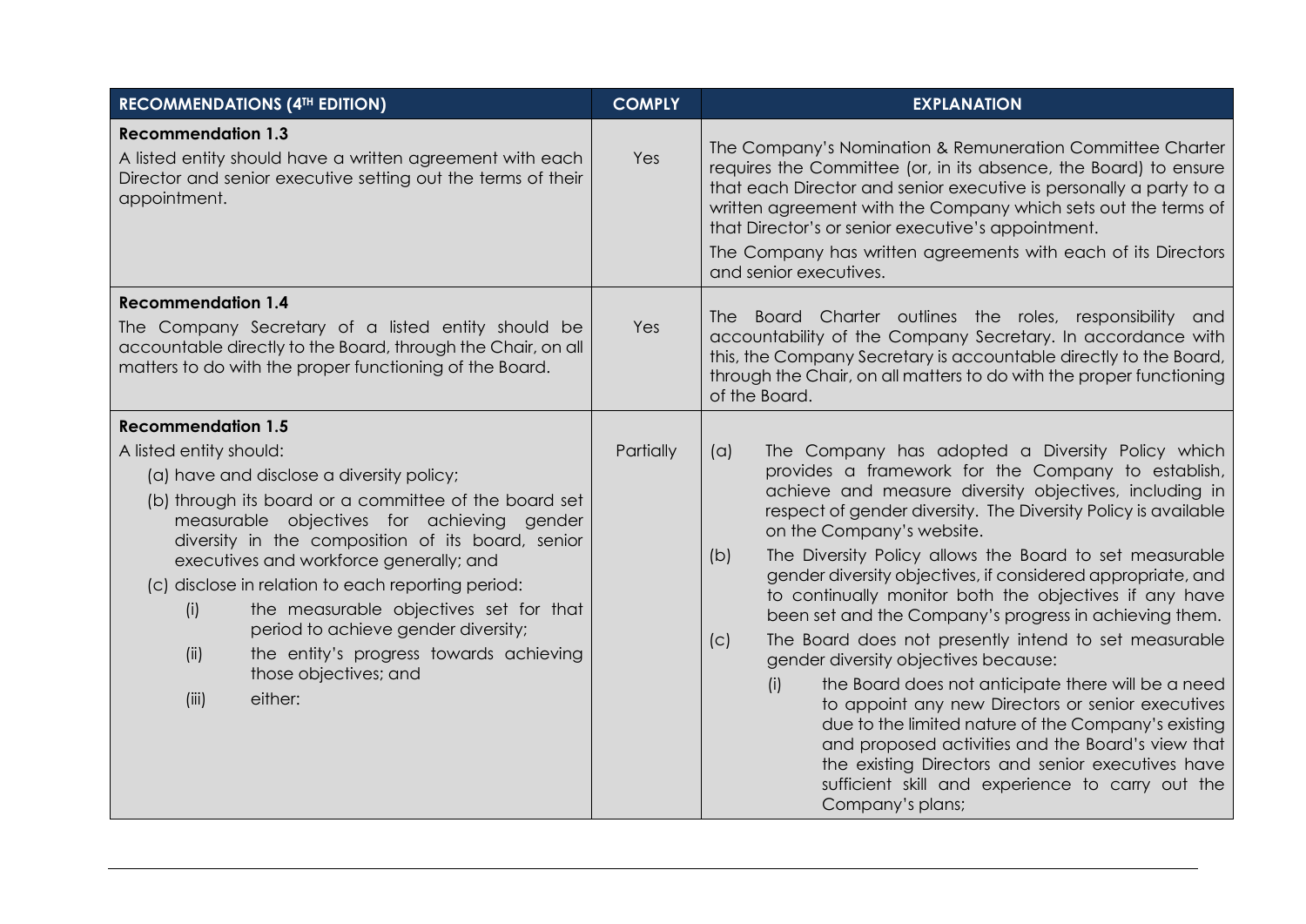| RECOMMENDATIONS (4TH EDITION) | COMPLY | EXPLANATION |
|---|---|---|
| **Recommendation 1.3**<br>A listed entity should have a written agreement with each Director and senior executive setting out the terms of their appointment. | Yes | The Company's Nomination & Remuneration Committee Charter requires the Committee (or, in its absence, the Board) to ensure that each Director and senior executive is personally a party to a written agreement with the Company which sets out the terms of that Director's or senior executive's appointment.<br>The Company has written agreements with each of its Directors and senior executives. |
| **Recommendation 1.4**<br>The Company Secretary of a listed entity should be accountable directly to the Board, through the Chair, on all matters to do with the proper functioning of the Board. | Yes | The Board Charter outlines the roles, responsibility and accountability of the Company Secretary. In accordance with this, the Company Secretary is accountable directly to the Board, through the Chair, on all matters to do with the proper functioning of the Board. |
| **Recommendation 1.5**<br>A listed entity should:<br>(a) have and disclose a diversity policy;<br>(b) through its board or a committee of the board set measurable objectives for achieving gender diversity in the composition of its board, senior executives and workforce generally; and<br>(c) disclose in relation to each reporting period:<br>(i) the measurable objectives set for that period to achieve gender diversity;<br>(ii) the entity's progress towards achieving those objectives; and<br>(iii) either: | Partially | (a) The Company has adopted a Diversity Policy which provides a framework for the Company to establish, achieve and measure diversity objectives, including in respect of gender diversity. The Diversity Policy is available on the Company's website.<br>(b) The Diversity Policy allows the Board to set measurable gender diversity objectives, if considered appropriate, and to continually monitor both the objectives if any have been set and the Company's progress in achieving them.<br>(c) The Board does not presently intend to set measurable gender diversity objectives because:<br>(i) the Board does not anticipate there will be a need to appoint any new Directors or senior executives due to the limited nature of the Company's existing and proposed activities and the Board's view that the existing Directors and senior executives have sufficient skill and experience to carry out the Company's plans; |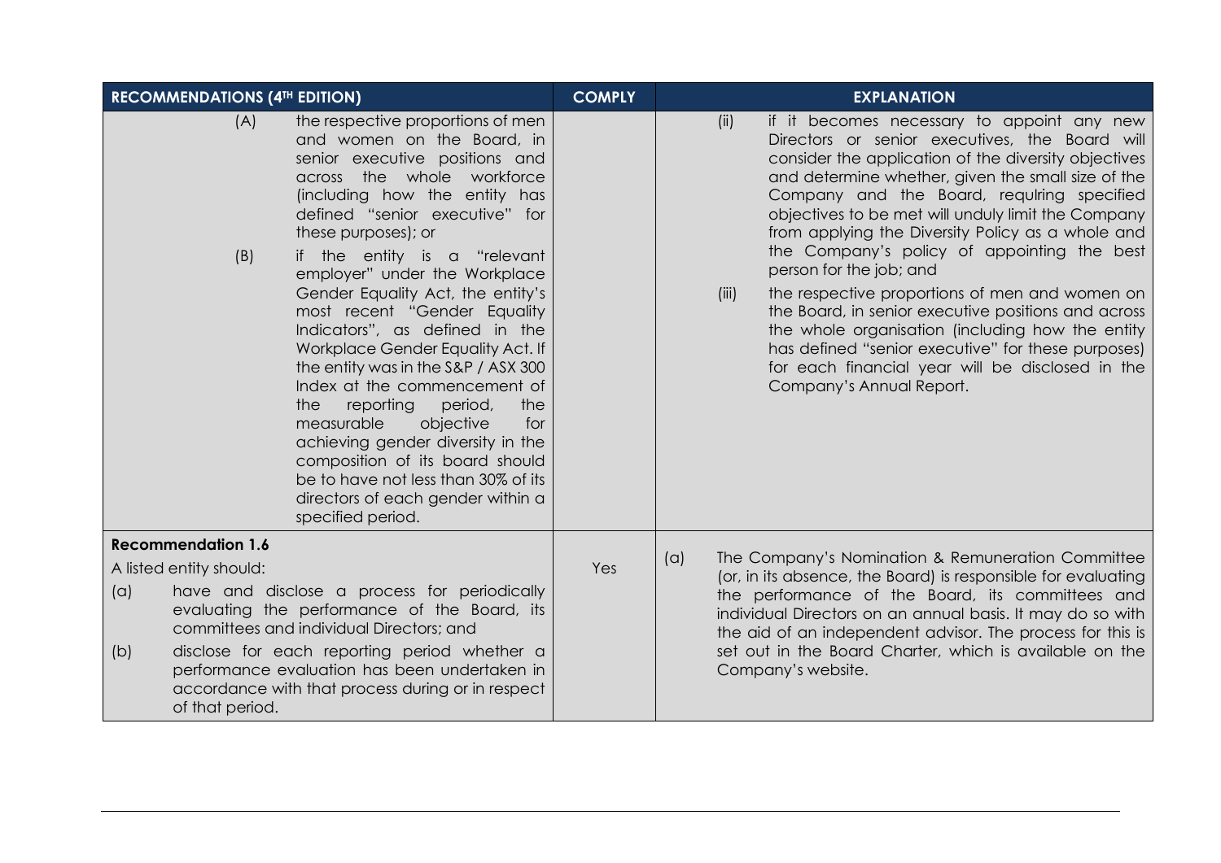| RECOMMENDATIONS (4TH EDITION) | COMPLY | EXPLANATION |
| --- | --- | --- |
| (A) the respective proportions of men and women on the Board, in senior executive positions and across the whole workforce (including how the entity has defined "senior executive" for these purposes); or<br><br>(B) if the entity is a "relevant employer" under the Workplace Gender Equality Act, the entity's most recent "Gender Equality Indicators", as defined in the Workplace Gender Equality Act. If the entity was in the S&P / ASX 300 Index at the commencement of the reporting period, the measurable objective for achieving gender diversity in the composition of its board should be to have not less than 30% of its directors of each gender within a specified period. | | (ii) if it becomes necessary to appoint any new Directors or senior executives, the Board will consider the application of the diversity objectives and determine whether, given the small size of the Company and the Board, requiring specified objectives to be met will unduly limit the Company from applying the Diversity Policy as a whole and the Company's policy of appointing the best person for the job; and<br><br>(iii) the respective proportions of men and women on the Board, in senior executive positions and across the whole organisation (including how the entity has defined "senior executive" for these purposes) for each financial year will be disclosed in the Company's Annual Report. |
| **Recommendation 1.6**<br><br>A listed entity should:<br><br>(a) have and disclose a process for periodically evaluating the performance of the Board, its committees and individual Directors; and<br><br>(b) disclose for each reporting period whether a performance evaluation has been undertaken in accordance with that process during or in respect of that period. | Yes | (a) The Company's Nomination & Remuneration Committee (or, in its absence, the Board) is responsible for evaluating the performance of the Board, its committees and individual Directors on an annual basis. It may do so with the aid of an independent advisor. The process for this is set out in the Board Charter, which is available on the Company's website. |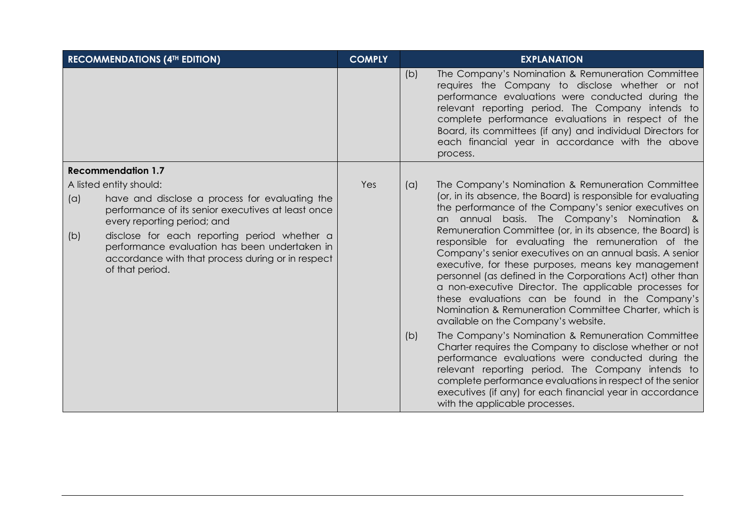| RECOMMENDATIONS (4TH EDITION) | COMPLY | EXPLANATION |
| --- | --- | --- |
| | | (b) The Company's Nomination & Remuneration Committee requires the Company to disclose whether or not performance evaluations were conducted during the relevant reporting period. The Company intends to complete performance evaluations in respect of the Board, its committees (if any) and individual Directors for each financial year in accordance with the above process. |
| **Recommendation 1.7**<br>A listed entity should:<br>(a) have and disclose a process for evaluating the performance of its senior executives at least once every reporting period; and<br>(b) disclose for each reporting period whether a performance evaluation has been undertaken in accordance with that process during or in respect of that period. | Yes | (a) The Company's Nomination & Remuneration Committee (or, in its absence, the Board) is responsible for evaluating the performance of the Company's senior executives on an annual basis. The Company's Nomination & Remuneration Committee (or, in its absence, the Board) is responsible for evaluating the remuneration of the Company's senior executives on an annual basis. A senior executive, for these purposes, means key management personnel (as defined in the Corporations Act) other than a non-executive Director. The applicable processes for these evaluations can be found in the Company's Nomination & Remuneration Committee Charter, which is available on the Company's website.<br>(b) The Company's Nomination & Remuneration Committee Charter requires the Company to disclose whether or not performance evaluations were conducted during the relevant reporting period. The Company intends to complete performance evaluations in respect of the senior executives (if any) for each financial year in accordance with the applicable processes. |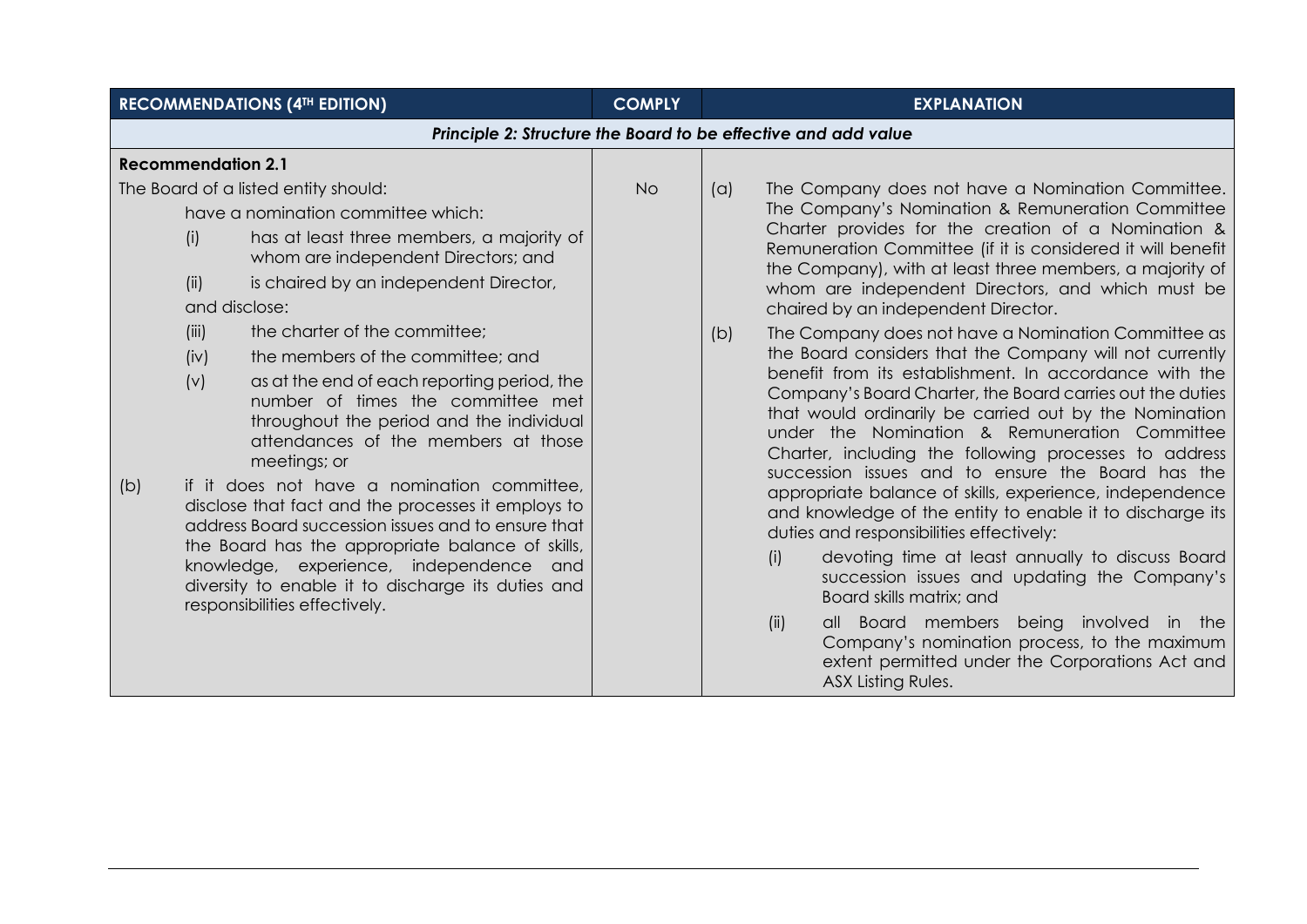| RECOMMENDATIONS (4TH EDITION) | COMPLY | EXPLANATION |
|---|---|---|
| ***Principle 2: Structure the Board to be effective and add value*** | | |
| **Recommendation 2.1**<br>The Board of a listed entity should:<br>have a nomination committee which:<br>(i) has at least three members, a majority of whom are independent Directors; and<br>(ii) is chaired by an independent Director,<br>and disclose:<br>(iii) the charter of the committee;<br>(iv) the members of the committee; and<br>(v) as at the end of each reporting period, the number of times the committee met throughout the period and the individual attendances of the members at those meetings; or<br>(b) if it does not have a nomination committee, disclose that fact and the processes it employs to address Board succession issues and to ensure that the Board has the appropriate balance of skills, knowledge, experience, independence and diversity to enable it to discharge its duties and responsibilities effectively. | No | (a) The Company does not have a Nomination Committee. The Company's Nomination & Remuneration Committee Charter provides for the creation of a Nomination & Remuneration Committee (if it is considered it will benefit the Company), with at least three members, a majority of whom are independent Directors, and which must be chaired by an independent Director.<br>(b) The Company does not have a Nomination Committee as the Board considers that the Company will not currently benefit from its establishment. In accordance with the Company's Board Charter, the Board carries out the duties that would ordinarily be carried out by the Nomination under the Nomination & Remuneration Committee Charter, including the following processes to address succession issues and to ensure the Board has the appropriate balance of skills, experience, independence and knowledge of the entity to enable it to discharge its duties and responsibilities effectively:<br>(i) devoting time at least annually to discuss Board succession issues and updating the Company's Board skills matrix; and<br>(ii) all Board members being involved in the Company's nomination process, to the maximum extent permitted under the Corporations Act and ASX Listing Rules. |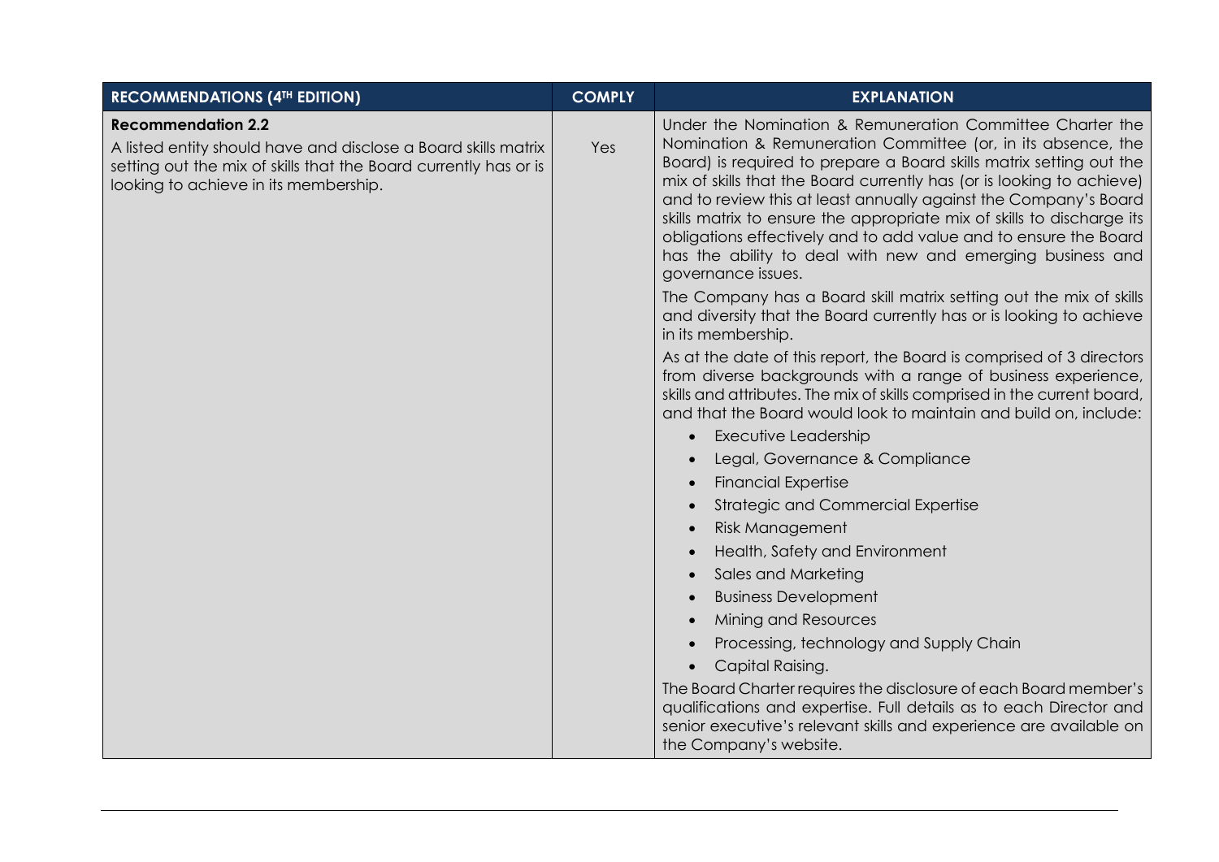| RECOMMENDATIONS (4TH EDITION) | COMPLY | EXPLANATION |
|---|---|---|
| **Recommendation 2.2**<br>A listed entity should have and disclose a Board skills matrix setting out the mix of skills that the Board currently has or is looking to achieve in its membership. | Yes | Under the Nomination & Remuneration Committee Charter the Nomination & Remuneration Committee (or, in its absence, the Board) is required to prepare a Board skills matrix setting out the mix of skills that the Board currently has (or is looking to achieve) and to review this at least annually against the Company's Board skills matrix to ensure the appropriate mix of skills to discharge its obligations effectively and to add value and to ensure the Board has the ability to deal with new and emerging business and governance issues.<br>The Company has a Board skill matrix setting out the mix of skills and diversity that the Board currently has or is looking to achieve in its membership.<br>As at the date of this report, the Board is comprised of 3 directors from diverse backgrounds with a range of business experience, skills and attributes. The mix of skills comprised in the current board, and that the Board would look to maintain and build on, include:<br>• Executive Leadership<br>• Legal, Governance & Compliance<br>• Financial Expertise<br>• Strategic and Commercial Expertise<br>• Risk Management<br>• Health, Safety and Environment<br>• Sales and Marketing<br>• Business Development<br>• Mining and Resources<br>• Processing, technology and Supply Chain<br>• Capital Raising.<br>The Board Charter requires the disclosure of each Board member's qualifications and expertise. Full details as to each Director and senior executive's relevant skills and experience are available on the Company's website. |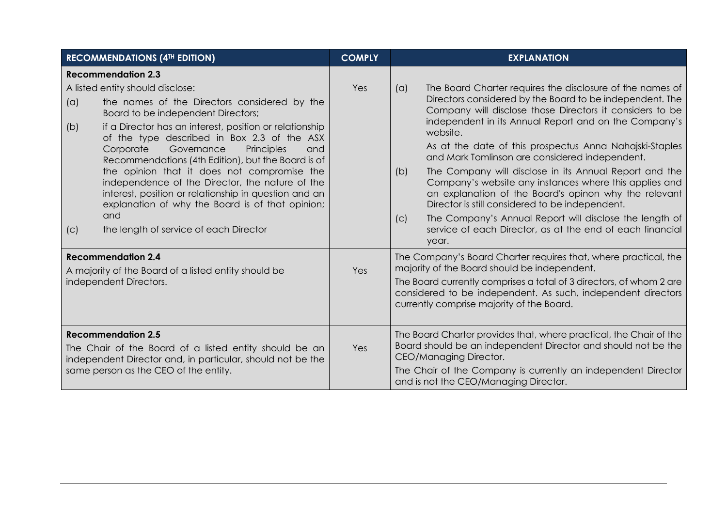| RECOMMENDATIONS (4TH EDITION) | COMPLY | EXPLANATION |
|---|---|---|
| **Recommendation 2.3**<br>A listed entity should disclose:<br>(a) the names of the Directors considered by the Board to be independent Directors;<br>(b) if a Director has an interest, position or relationship of the type described in Box 2.3 of the ASX Corporate Governance Principles and Recommendations (4th Edition), but the Board is of the opinion that it does not compromise the independence of the Director, the nature of the interest, position or relationship in question and an explanation of why the Board is of that opinion; and<br>(c) the length of service of each Director | Yes | (a) The Board Charter requires the disclosure of the names of Directors considered by the Board to be independent. The Company will disclose those Directors it considers to be independent in its Annual Report and on the Company's website.<br>As at the date of this prospectus Anna Nahajski-Staples and Mark Tomlinson are considered independent.<br>(b) The Company will disclose in its Annual Report and the Company's website any instances where this applies and an explanation of the Board's opinon why the relevant Director is still considered to be independent.<br>(c) The Company's Annual Report will disclose the length of service of each Director, as at the end of each financial year. |
| **Recommendation 2.4**<br>A majority of the Board of a listed entity should be independent Directors. | Yes | The Company's Board Charter requires that, where practical, the majority of the Board should be independent.<br>The Board currently comprises a total of 3 directors, of whom 2 are considered to be independent. As such, independent directors currently comprise majority of the Board. |
| **Recommendation 2.5**<br>The Chair of the Board of a listed entity should be an independent Director and, in particular, should not be the same person as the CEO of the entity. | Yes | The Board Charter provides that, where practical, the Chair of the Board should be an independent Director and should not be the CEO/Managing Director.<br>The Chair of the Company is currently an independent Director and is not the CEO/Managing Director. |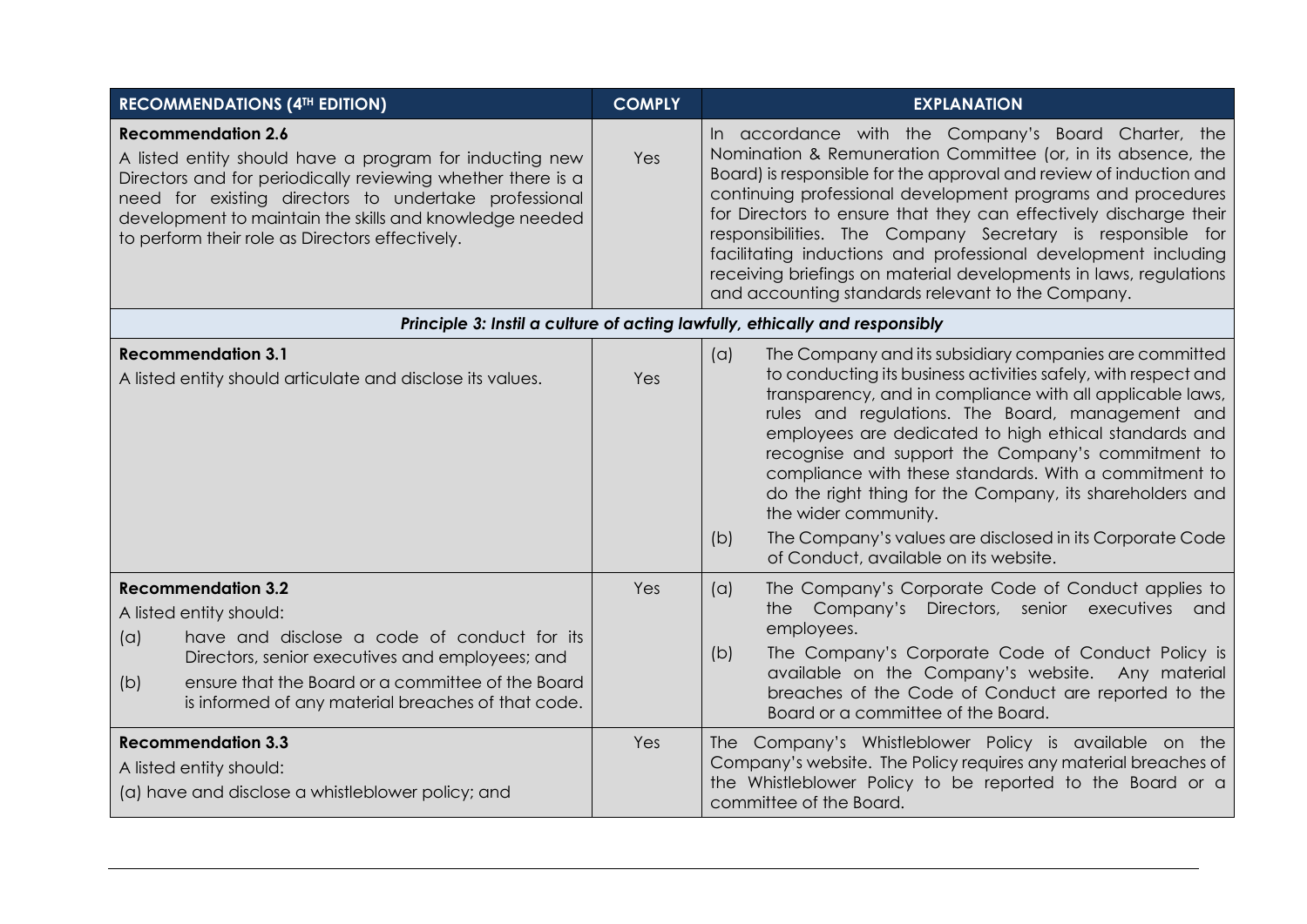| RECOMMENDATIONS (4TH EDITION) | COMPLY | EXPLANATION |
| --- | --- | --- |
| **Recommendation 2.6**<br>A listed entity should have a program for inducting new Directors and for periodically reviewing whether there is a need for existing directors to undertake professional development to maintain the skills and knowledge needed to perform their role as Directors effectively. | Yes | In accordance with the Company's Board Charter, the Nomination & Remuneration Committee (or, in its absence, the Board) is responsible for the approval and review of induction and continuing professional development programs and procedures for Directors to ensure that they can effectively discharge their responsibilities. The Company Secretary is responsible for facilitating inductions and professional development including receiving briefings on material developments in laws, regulations and accounting standards relevant to the Company. |
| ***Principle 3: Instil a culture of acting lawfully, ethically and responsibly*** | | |
| **Recommendation 3.1**<br>A listed entity should articulate and disclose its values. | Yes | (a) The Company and its subsidiary companies are committed to conducting its business activities safely, with respect and transparency, and in compliance with all applicable laws, rules and regulations. The Board, management and employees are dedicated to high ethical standards and recognise and support the Company's commitment to compliance with these standards. With a commitment to do the right thing for the Company, its shareholders and the wider community.<br>(b) The Company's values are disclosed in its Corporate Code of Conduct, available on its website. |
| **Recommendation 3.2**<br>A listed entity should:<br>(a) have and disclose a code of conduct for its Directors, senior executives and employees; and<br>(b) ensure that the Board or a committee of the Board is informed of any material breaches of that code. | Yes | (a) The Company's Corporate Code of Conduct applies to the Company's Directors, senior executives and employees.<br>(b) The Company's Corporate Code of Conduct Policy is available on the Company's website. Any material breaches of the Code of Conduct are reported to the Board or a committee of the Board. |
| **Recommendation 3.3**<br>A listed entity should:<br>(a) have and disclose a whistleblower policy; and | Yes | The Company's Whistleblower Policy is available on the Company's website. The Policy requires any material breaches of the Whistleblower Policy to be reported to the Board or a committee of the Board. |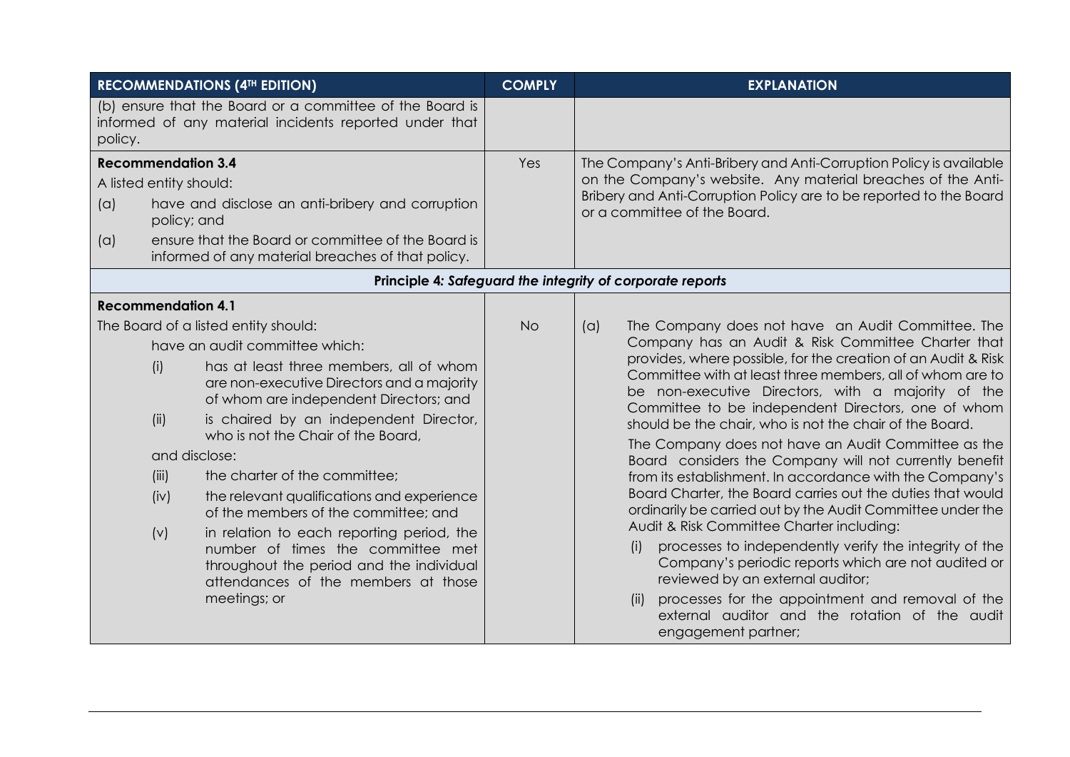| RECOMMENDATIONS (4TH EDITION) | COMPLY | EXPLANATION |
|---|---|---|
| (b) ensure that the Board or a committee of the Board is informed of any material incidents reported under that policy. | | |
| **Recommendation 3.4**<br>A listed entity should:<br>(a) have and disclose an anti-bribery and corruption policy; and<br>(a) ensure that the Board or committee of the Board is informed of any material breaches of that policy. | Yes | The Company's Anti-Bribery and Anti-Corruption Policy is available on the Company's website. Any material breaches of the Anti-Bribery and Anti-Corruption Policy are to be reported to the Board or a committee of the Board. |
| **Principle 4:** ***Safeguard the integrity of corporate reports*** | | |
| **Recommendation 4.1**<br>The Board of a listed entity should:<br>have an audit committee which:<br>(i) has at least three members, all of whom are non-executive Directors and a majority of whom are independent Directors; and<br>(ii) is chaired by an independent Director, who is not the Chair of the Board,<br>and disclose:<br>(iii) the charter of the committee;<br>(iv) the relevant qualifications and experience of the members of the committee; and<br>(v) in relation to each reporting period, the number of times the committee met throughout the period and the individual attendances of the members at those meetings; or | No | (a) The Company does not have an Audit Committee. The Company has an Audit & Risk Committee Charter that provides, where possible, for the creation of an Audit & Risk Committee with at least three members, all of whom are to be non-executive Directors, with a majority of the Committee to be independent Directors, one of whom should be the chair, who is not the chair of the Board.<br>The Company does not have an Audit Committee as the Board considers the Company will not currently benefit from its establishment. In accordance with the Company's Board Charter, the Board carries out the duties that would ordinarily be carried out by the Audit Committee under the Audit & Risk Committee Charter including:<br>(i) processes to independently verify the integrity of the Company's periodic reports which are not audited or reviewed by an external auditor;<br>(ii) processes for the appointment and removal of the external auditor and the rotation of the audit engagement partner; |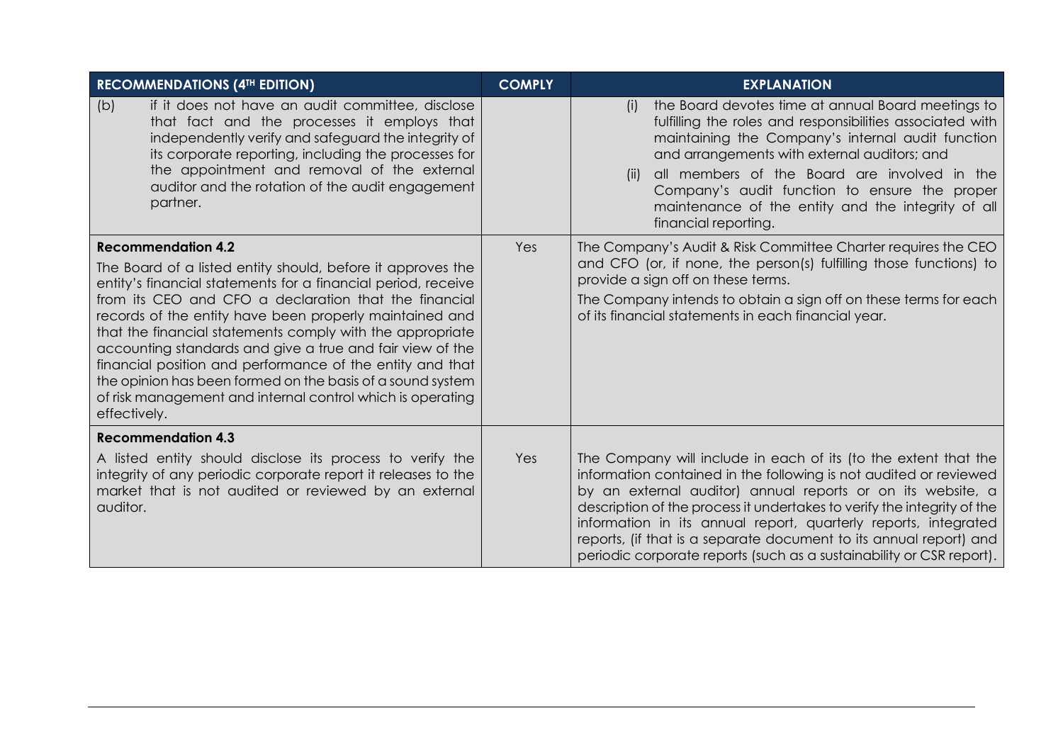| RECOMMENDATIONS (4TH EDITION) | COMPLY | EXPLANATION |
| --- | --- | --- |
| (b) if it does not have an audit committee, disclose that fact and the processes it employs that independently verify and safeguard the integrity of its corporate reporting, including the processes for the appointment and removal of the external auditor and the rotation of the audit engagement partner. | | (i) the Board devotes time at annual Board meetings to fulfilling the roles and responsibilities associated with maintaining the Company's internal audit function and arrangements with external auditors; and<br>(ii) all members of the Board are involved in the Company's audit function to ensure the proper maintenance of the entity and the integrity of all financial reporting. |
| **Recommendation 4.2**<br>The Board of a listed entity should, before it approves the entity's financial statements for a financial period, receive from its CEO and CFO a declaration that the financial records of the entity have been properly maintained and that the financial statements comply with the appropriate accounting standards and give a true and fair view of the financial position and performance of the entity and that the opinion has been formed on the basis of a sound system of risk management and internal control which is operating effectively. | Yes | The Company's Audit & Risk Committee Charter requires the CEO and CFO (or, if none, the person(s) fulfilling those functions) to provide a sign off on these terms.<br>The Company intends to obtain a sign off on these terms for each of its financial statements in each financial year. |
| **Recommendation 4.3**<br>A listed entity should disclose its process to verify the integrity of any periodic corporate report it releases to the market that is not audited or reviewed by an external auditor. | Yes | The Company will include in each of its (to the extent that the information contained in the following is not audited or reviewed by an external auditor) annual reports or on its website, a description of the process it undertakes to verify the integrity of the information in its annual report, quarterly reports, integrated reports, (if that is a separate document to its annual report) and periodic corporate reports (such as a sustainability or CSR report). |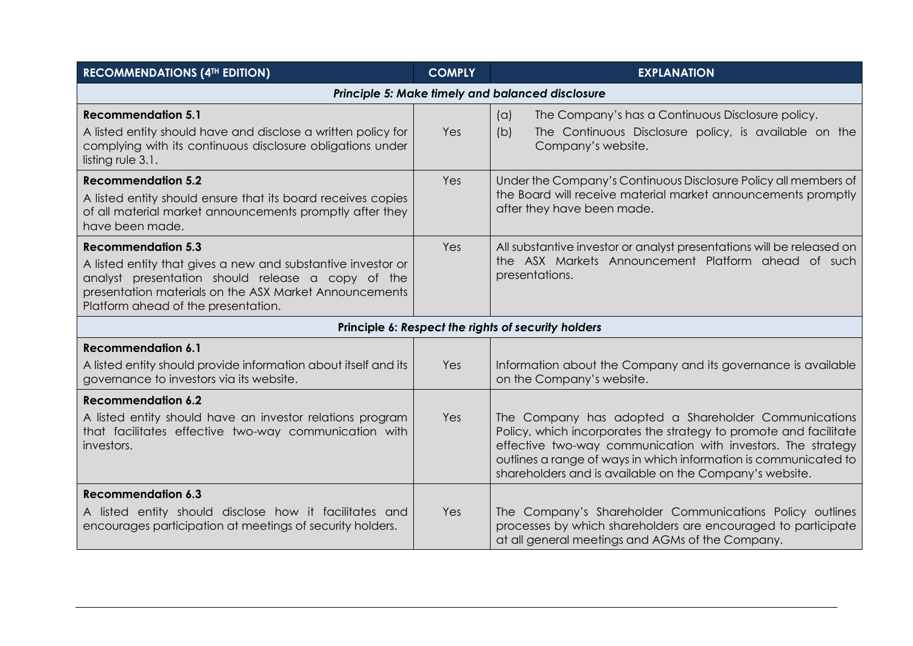| RECOMMENDATIONS (4TH EDITION) | COMPLY | EXPLANATION |
| --- | --- | --- |
| ***Principle 5: Make timely and balanced disclosure*** | | |
| **Recommendation 5.1**<br>A listed entity should have and disclose a written policy for complying with its continuous disclosure obligations under listing rule 3.1. | Yes | (a) The Company's has a Continuous Disclosure policy.<br>(b) The Continuous Disclosure policy, is available on the Company's website. |
| **Recommendation 5.2**<br>A listed entity should ensure that its board receives copies of all material market announcements promptly after they have been made. | Yes | Under the Company's Continuous Disclosure Policy all members of the Board will receive material market announcements promptly after they have been made. |
| **Recommendation 5.3**<br>A listed entity that gives a new and substantive investor or analyst presentation should release a copy of the presentation materials on the ASX Market Announcements Platform ahead of the presentation. | Yes | All substantive investor or analyst presentations will be released on the ASX Markets Announcement Platform ahead of such presentations. |
| **Principle 6: *Respect the rights of security holders*** | | |
| **Recommendation 6.1**<br>A listed entity should provide information about itself and its governance to investors via its website. | Yes | Information about the Company and its governance is available on the Company's website. |
| **Recommendation 6.2**<br>A listed entity should have an investor relations program that facilitates effective two-way communication with investors. | Yes | The Company has adopted a Shareholder Communications Policy, which incorporates the strategy to promote and facilitate effective two-way communication with investors. The strategy outlines a range of ways in which information is communicated to shareholders and is available on the Company's website. |
| **Recommendation 6.3**<br>A listed entity should disclose how it facilitates and encourages participation at meetings of security holders. | Yes | The Company's Shareholder Communications Policy outlines processes by which shareholders are encouraged to participate at all general meetings and AGMs of the Company. |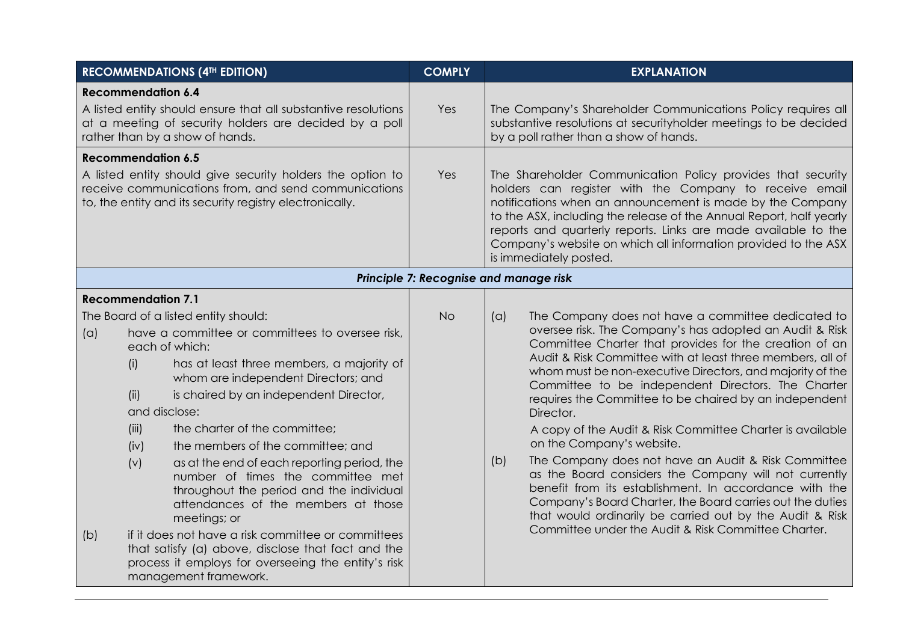| RECOMMENDATIONS (4TH EDITION) | COMPLY | EXPLANATION |
|---|---|---|
| **Recommendation 6.4**<br>A listed entity should ensure that all substantive resolutions at a meeting of security holders are decided by a poll rather than by a show of hands. | Yes | The Company's Shareholder Communications Policy requires all substantive resolutions at securityholder meetings to be decided by a poll rather than a show of hands. |
| **Recommendation 6.5**<br>A listed entity should give security holders the option to receive communications from, and send communications to, the entity and its security registry electronically. | Yes | The Shareholder Communication Policy provides that security holders can register with the Company to receive email notifications when an announcement is made by the Company to the ASX, including the release of the Annual Report, half yearly reports and quarterly reports. Links are made available to the Company's website on which all information provided to the ASX is immediately posted. |
| ***Principle 7: Recognise and manage risk*** | | |
| **Recommendation 7.1**<br>The Board of a listed entity should:<br>(a) have a committee or committees to oversee risk, each of which:<br>(i) has at least three members, a majority of whom are independent Directors; and<br>(ii) is chaired by an independent Director,<br>and disclose:<br>(iii) the charter of the committee;<br>(iv) the members of the committee; and<br>(v) as at the end of each reporting period, the number of times the committee met throughout the period and the individual attendances of the members at those meetings; or<br>(b) if it does not have a risk committee or committees that satisfy (a) above, disclose that fact and the process it employs for overseeing the entity's risk management framework. | No | (a) The Company does not have a committee dedicated to oversee risk. The Company's has adopted an Audit & Risk Committee Charter that provides for the creation of an Audit & Risk Committee with at least three members, all of whom must be non-executive Directors, and majority of the Committee to be independent Directors. The Charter requires the Committee to be chaired by an independent Director.<br>A copy of the Audit & Risk Committee Charter is available on the Company's website.<br>(b) The Company does not have an Audit & Risk Committee as the Board considers the Company will not currently benefit from its establishment. In accordance with the Company's Board Charter, the Board carries out the duties that would ordinarily be carried out by the Audit & Risk Committee under the Audit & Risk Committee Charter. |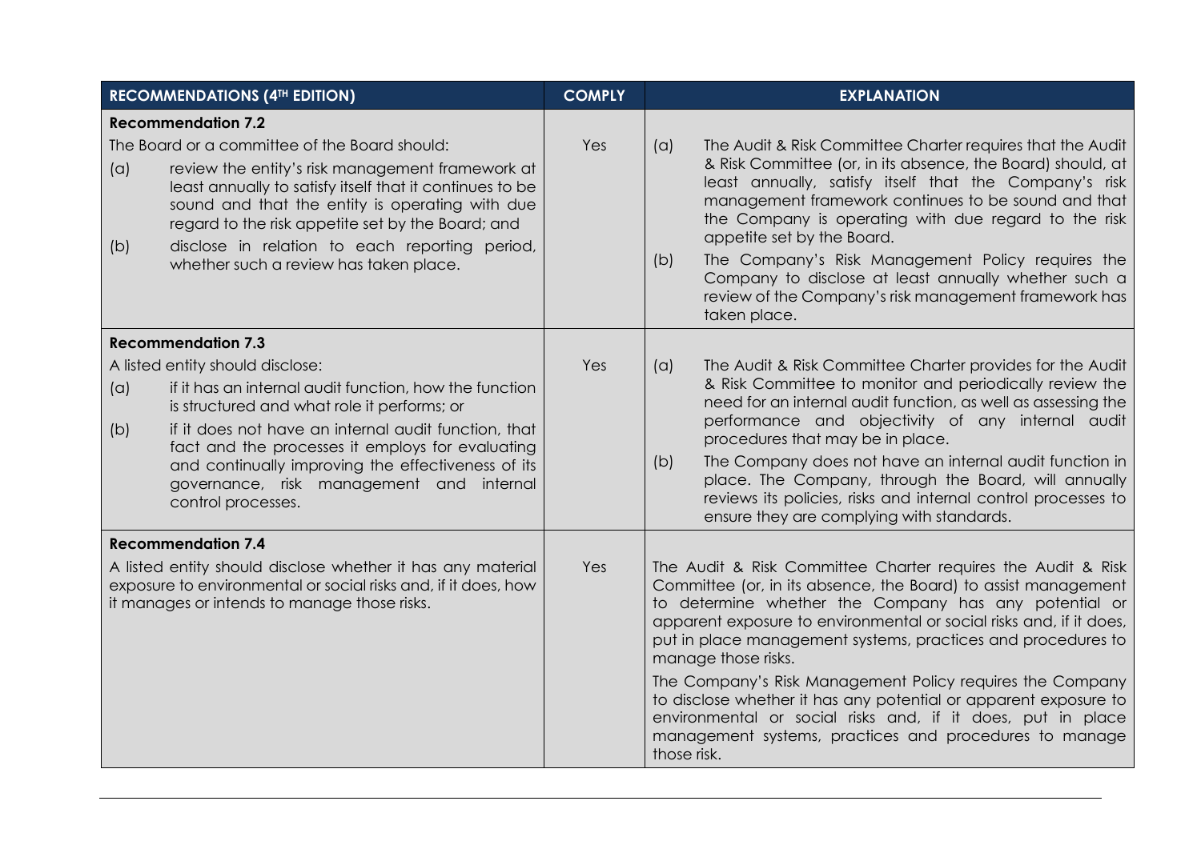| RECOMMENDATIONS (4TH EDITION) | COMPLY | EXPLANATION |
|---|---|---|
| **Recommendation 7.2**<br>The Board or a committee of the Board should:<br>(a) review the entity's risk management framework at least annually to satisfy itself that it continues to be sound and that the entity is operating with due regard to the risk appetite set by the Board; and<br>(b) disclose in relation to each reporting period, whether such a review has taken place. | Yes | (a) The Audit & Risk Committee Charter requires that the Audit & Risk Committee (or, in its absence, the Board) should, at least annually, satisfy itself that the Company's risk management framework continues to be sound and that the Company is operating with due regard to the risk appetite set by the Board.<br>(b) The Company's Risk Management Policy requires the Company to disclose at least annually whether such a review of the Company's risk management framework has taken place. |
| **Recommendation 7.3**<br>A listed entity should disclose:<br>(a) if it has an internal audit function, how the function is structured and what role it performs; or<br>(b) if it does not have an internal audit function, that fact and the processes it employs for evaluating and continually improving the effectiveness of its governance, risk management and internal control processes. | Yes | (a) The Audit & Risk Committee Charter provides for the Audit & Risk Committee to monitor and periodically review the need for an internal audit function, as well as assessing the performance and objectivity of any internal audit procedures that may be in place.<br>(b) The Company does not have an internal audit function in place. The Company, through the Board, will annually reviews its policies, risks and internal control processes to ensure they are complying with standards. |
| **Recommendation 7.4**<br>A listed entity should disclose whether it has any material exposure to environmental or social risks and, if it does, how it manages or intends to manage those risks. | Yes | The Audit & Risk Committee Charter requires the Audit & Risk Committee (or, in its absence, the Board) to assist management to determine whether the Company has any potential or apparent exposure to environmental or social risks and, if it does, put in place management systems, practices and procedures to manage those risks.<br>The Company's Risk Management Policy requires the Company to disclose whether it has any potential or apparent exposure to environmental or social risks and, if it does, put in place management systems, practices and procedures to manage those risk. |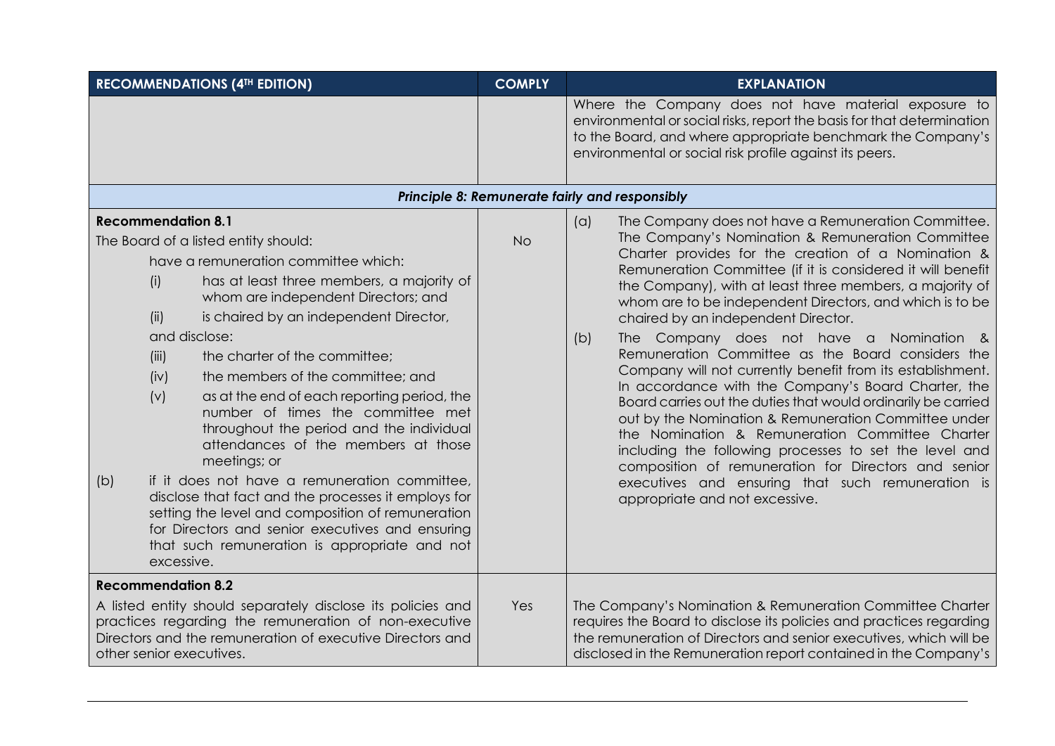| RECOMMENDATIONS (4TH EDITION) | COMPLY | EXPLANATION |
|---|---|---|
| | | Where the Company does not have material exposure to environmental or social risks, report the basis for that determination to the Board, and where appropriate benchmark the Company's environmental or social risk profile against its peers. |
| ***Principle 8: Remunerate fairly and responsibly*** | | |
| **Recommendation 8.1**<br>The Board of a listed entity should:<br>have a remuneration committee which:<br>(i) has at least three members, a majority of whom are independent Directors; and<br>(ii) is chaired by an independent Director,<br>and disclose:<br>(iii) the charter of the committee;<br>(iv) the members of the committee; and<br>(v) as at the end of each reporting period, the number of times the committee met throughout the period and the individual attendances of the members at those meetings; or<br>(b) if it does not have a remuneration committee, disclose that fact and the processes it employs for setting the level and composition of remuneration for Directors and senior executives and ensuring that such remuneration is appropriate and not excessive. | No | (a) The Company does not have a Remuneration Committee. The Company's Nomination & Remuneration Committee Charter provides for the creation of a Nomination & Remuneration Committee (if it is considered it will benefit the Company), with at least three members, a majority of whom are to be independent Directors, and which is to be chaired by an independent Director.<br>(b) The Company does not have a Nomination & Remuneration Committee as the Board considers the Company will not currently benefit from its establishment. In accordance with the Company's Board Charter, the Board carries out the duties that would ordinarily be carried out by the Nomination & Remuneration Committee under the Nomination & Remuneration Committee Charter including the following processes to set the level and composition of remuneration for Directors and senior executives and ensuring that such remuneration is appropriate and not excessive. |
| **Recommendation 8.2**<br>A listed entity should separately disclose its policies and practices regarding the remuneration of non-executive Directors and the remuneration of executive Directors and other senior executives. | Yes | The Company's Nomination & Remuneration Committee Charter requires the Board to disclose its policies and practices regarding the remuneration of Directors and senior executives, which will be disclosed in the Remuneration report contained in the Company's |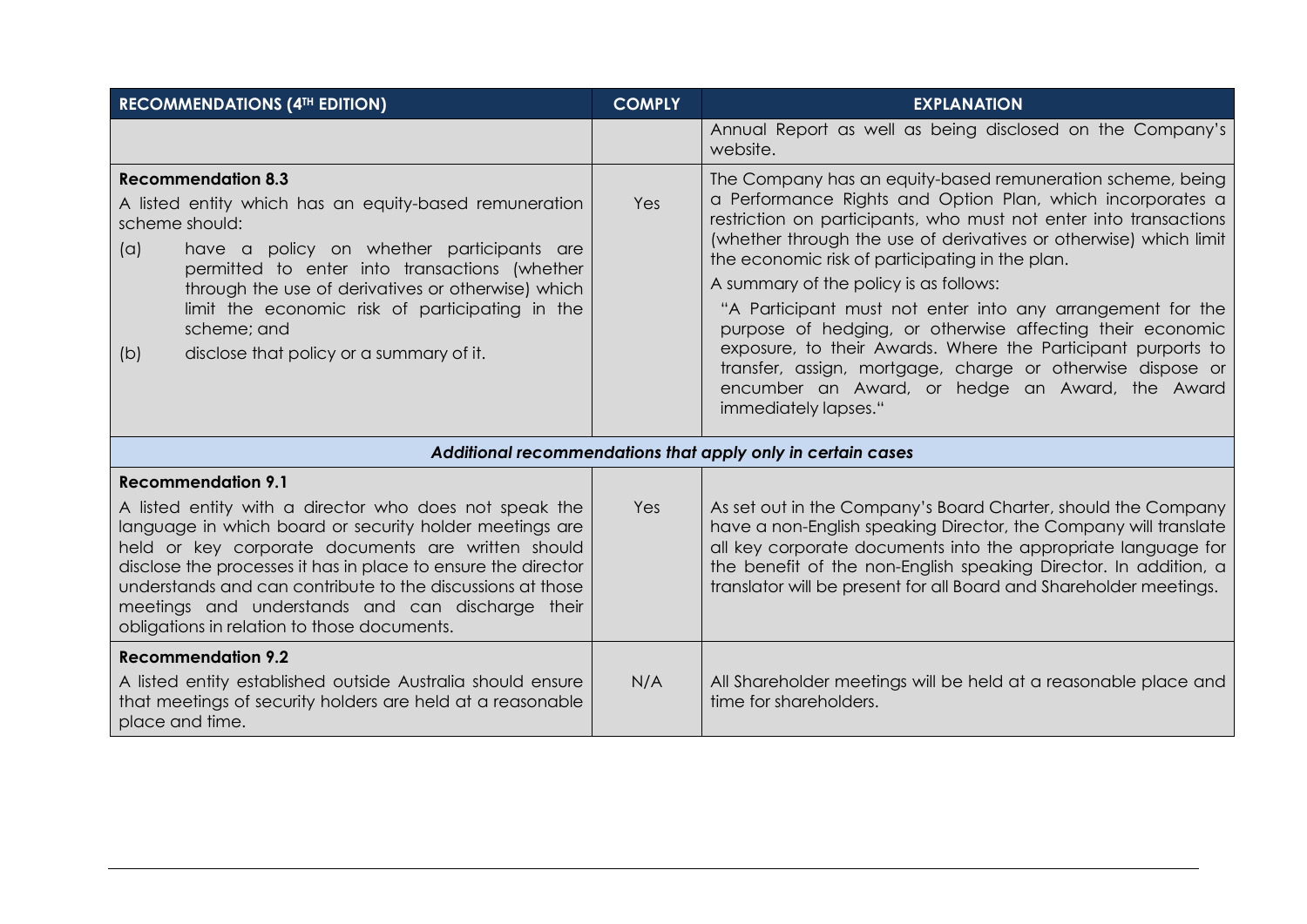| RECOMMENDATIONS (4TH EDITION) | COMPLY | EXPLANATION |
|---|---|---|
| | | Annual Report as well as being disclosed on the Company's website. |
| **Recommendation 8.3**<br>A listed entity which has an equity-based remuneration scheme should:<br>(a) have a policy on whether participants are permitted to enter into transactions (whether through the use of derivatives or otherwise) which limit the economic risk of participating in the scheme; and<br>(b) disclose that policy or a summary of it. | Yes | The Company has an equity-based remuneration scheme, being a Performance Rights and Option Plan, which incorporates a restriction on participants, who must not enter into transactions (whether through the use of derivatives or otherwise) which limit the economic risk of participating in the plan.<br>A summary of the policy is as follows:<br>"A Participant must not enter into any arrangement for the purpose of hedging, or otherwise affecting their economic exposure, to their Awards. Where the Participant purports to transfer, assign, mortgage, charge or otherwise dispose or encumber an Award, or hedge an Award, the Award immediately lapses." |
| ***Additional recommendations that apply only in certain cases*** | | |
| **Recommendation 9.1**<br>A listed entity with a director who does not speak the language in which board or security holder meetings are held or key corporate documents are written should disclose the processes it has in place to ensure the director understands and can contribute to the discussions at those meetings and understands and can discharge their obligations in relation to those documents. | Yes | As set out in the Company's Board Charter, should the Company have a non-English speaking Director, the Company will translate all key corporate documents into the appropriate language for the benefit of the non-English speaking Director. In addition, a translator will be present for all Board and Shareholder meetings. |
| **Recommendation 9.2**<br>A listed entity established outside Australia should ensure that meetings of security holders are held at a reasonable place and time. | N/A | All Shareholder meetings will be held at a reasonable place and time for shareholders. |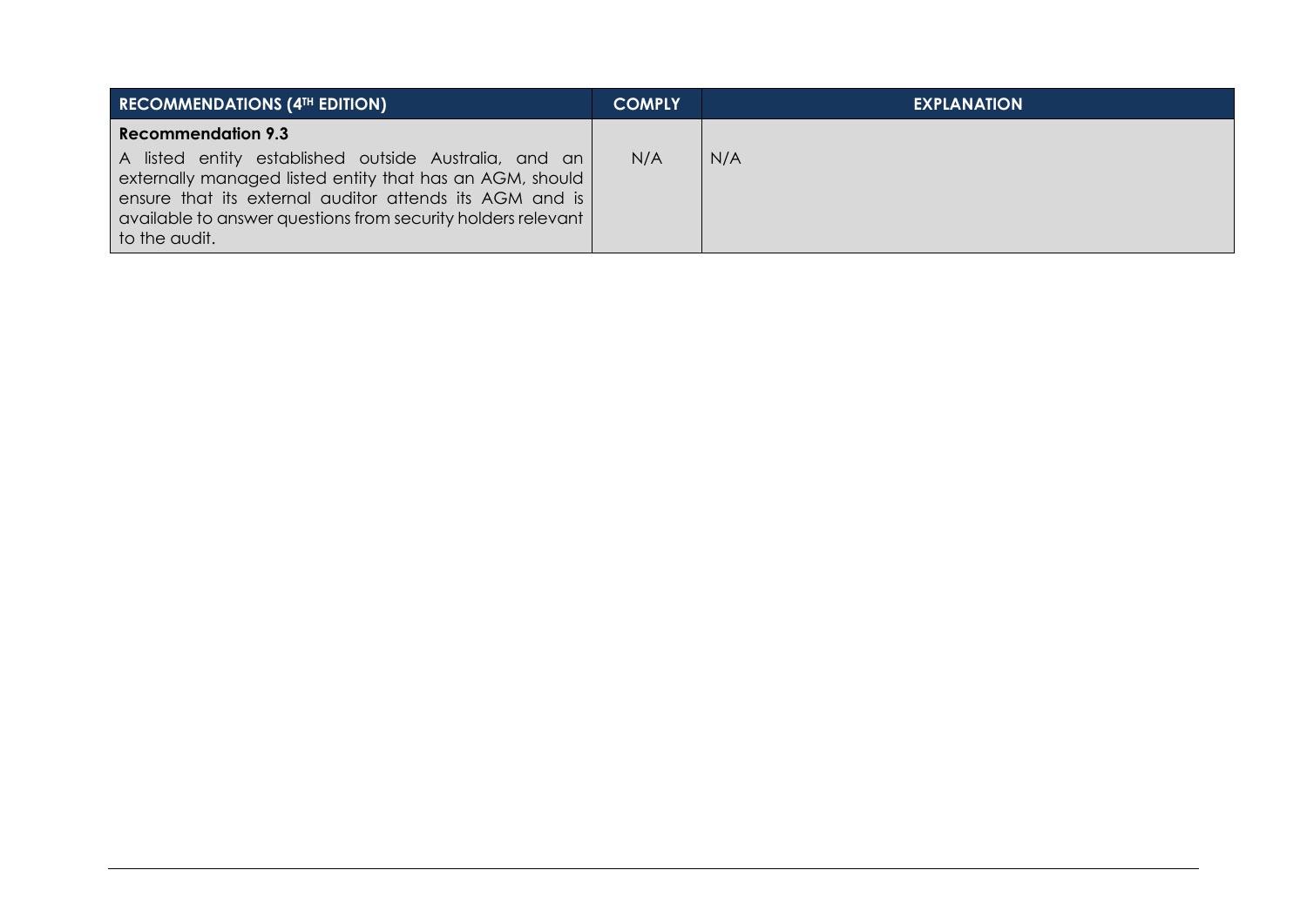| RECOMMENDATIONS (4TH EDITION) | COMPLY | EXPLANATION |
|---|---|---|
| **Recommendation 9.3**<br>A listed entity established outside Australia, and an externally managed listed entity that has an AGM, should ensure that its external auditor attends its AGM and is available to answer questions from security holders relevant to the audit. | N/A | N/A |